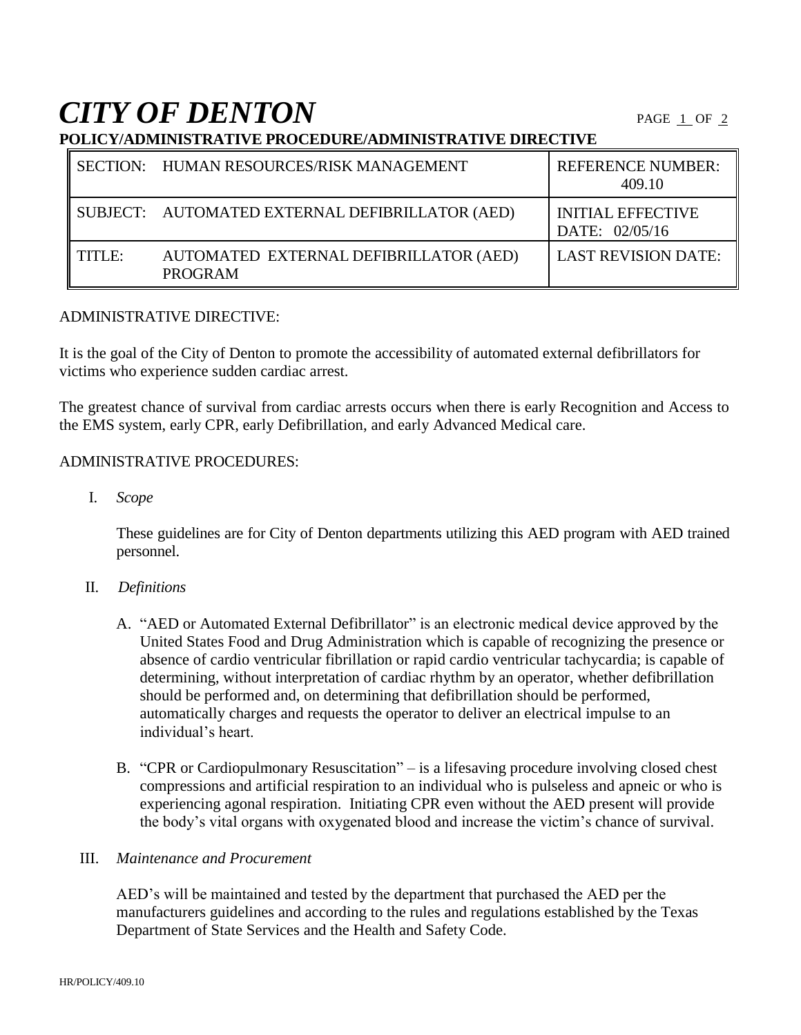# *CITY OF DENTON*

**POLICY/ADMINISTRATIVE PROCEDURE/ADMINISTRATIVE DIRECTIVE**

| | | |
|---|---|---|
| SECTION: | HUMAN RESOURCES/RISK MANAGEMENT | REFERENCE NUMBER: 409.10 |
| SUBJECT: | AUTOMATED EXTERNAL DEFIBRILLATOR (AED) | INITIAL EFFECTIVE DATE: 02/05/16 |
| TITLE: | AUTOMATED EXTERNAL DEFIBRILLATOR (AED) PROGRAM | LAST REVISION DATE: |

ADMINISTRATIVE DIRECTIVE:

It is the goal of the City of Denton to promote the accessibility of automated external defibrillators for victims who experience sudden cardiac arrest.

The greatest chance of survival from cardiac arrests occurs when there is early Recognition and Access to the EMS system, early CPR, early Defibrillation, and early Advanced Medical care.

ADMINISTRATIVE PROCEDURES:

I. *Scope*

These guidelines are for City of Denton departments utilizing this AED program with AED trained personnel.

II. *Definitions*

A. "AED or Automated External Defibrillator" is an electronic medical device approved by the United States Food and Drug Administration which is capable of recognizing the presence or absence of cardio ventricular fibrillation or rapid cardio ventricular tachycardia; is capable of determining, without interpretation of cardiac rhythm by an operator, whether defibrillation should be performed and, on determining that defibrillation should be performed, automatically charges and requests the operator to deliver an electrical impulse to an individual's heart.

B. "CPR or Cardiopulmonary Resuscitation" – is a lifesaving procedure involving closed chest compressions and artificial respiration to an individual who is pulseless and apneic or who is experiencing agonal respiration. Initiating CPR even without the AED present will provide the body's vital organs with oxygenated blood and increase the victim's chance of survival.

III. *Maintenance and Procurement*

AED's will be maintained and tested by the department that purchased the AED per the manufacturers guidelines and according to the rules and regulations established by the Texas Department of State Services and the Health and Safety Code.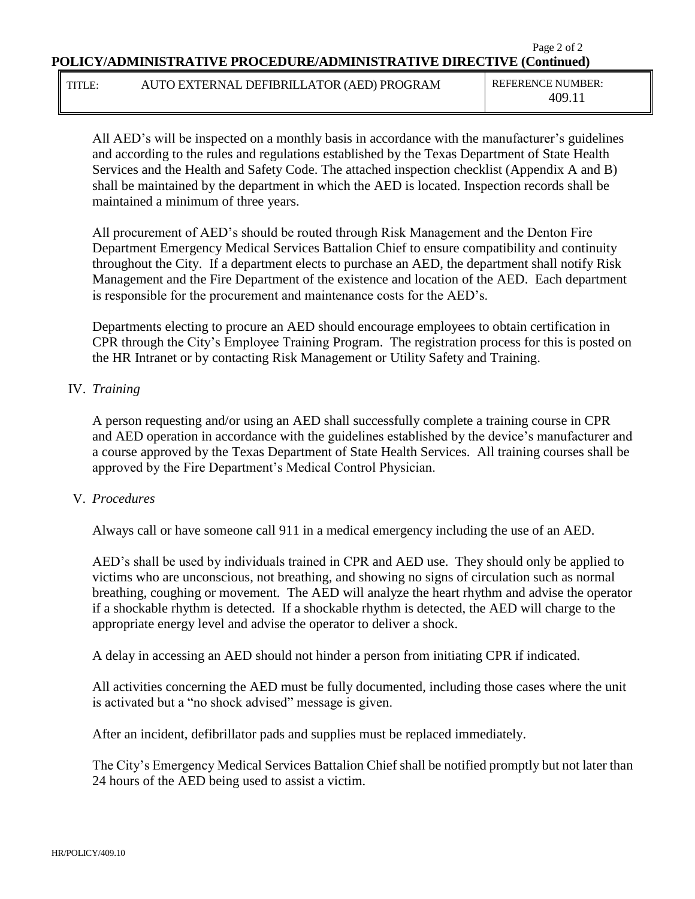All AED's will be inspected on a monthly basis in accordance with the manufacturer's guidelines and according to the rules and regulations established by the Texas Department of State Health Services and the Health and Safety Code. The attached inspection checklist (Appendix A and B) shall be maintained by the department in which the AED is located. Inspection records shall be maintained a minimum of three years.

All procurement of AED's should be routed through Risk Management and the Denton Fire Department Emergency Medical Services Battalion Chief to ensure compatibility and continuity throughout the City. If a department elects to purchase an AED, the department shall notify Risk Management and the Fire Department of the existence and location of the AED. Each department is responsible for the procurement and maintenance costs for the AED's.

Departments electing to procure an AED should encourage employees to obtain certification in CPR through the City's Employee Training Program. The registration process for this is posted on the HR Intranet or by contacting Risk Management or Utility Safety and Training.

IV. *Training*

A person requesting and/or using an AED shall successfully complete a training course in CPR and AED operation in accordance with the guidelines established by the device's manufacturer and a course approved by the Texas Department of State Health Services. All training courses shall be approved by the Fire Department's Medical Control Physician.

V. *Procedures*

Always call or have someone call 911 in a medical emergency including the use of an AED.

AED's shall be used by individuals trained in CPR and AED use. They should only be applied to victims who are unconscious, not breathing, and showing no signs of circulation such as normal breathing, coughing or movement. The AED will analyze the heart rhythm and advise the operator if a shockable rhythm is detected. If a shockable rhythm is detected, the AED will charge to the appropriate energy level and advise the operator to deliver a shock.

A delay in accessing an AED should not hinder a person from initiating CPR if indicated.

All activities concerning the AED must be fully documented, including those cases where the unit is activated but a "no shock advised" message is given.

After an incident, defibrillator pads and supplies must be replaced immediately.

The City's Emergency Medical Services Battalion Chief shall be notified promptly but not later than 24 hours of the AED being used to assist a victim.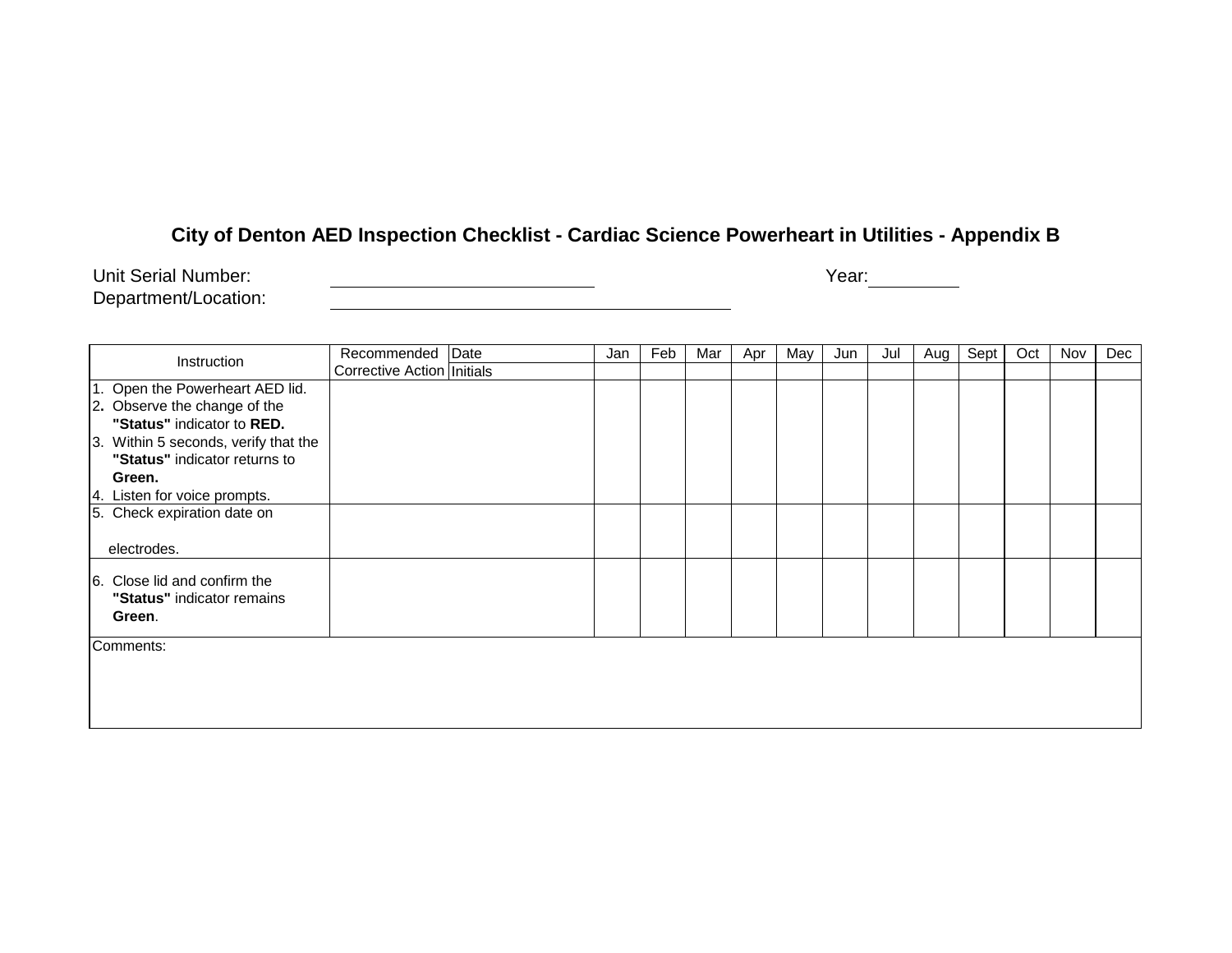# City of Denton AED Inspection Checklist - Cardiac Science Powerheart in Utilities - Appendix B

Unit Serial Number: ______________________ Year: ________

Department/Location: ______________________________

| Instruction | Recommended Corrective Action | Date | Jan | Feb | Mar | Apr | May | Jun | Jul | Aug | Sept | Oct | Nov | Dec |
|---|---|---|---|---|---|---|---|---|---|---|---|---|---|---|
| | | Initials | | | | | | | | | | | | |
| 1. Open the Powerheart AED lid.<br>2. Observe the change of the **"Status"** indicator to **RED.**<br>3. Within 5 seconds, verify that the **"Status"** indicator returns to **Green.**<br>4. Listen for voice prompts. | | | | | | | | | | | | | | |
| 5. Check expiration date on electrodes. | | | | | | | | | | | | | | |
| 6. Close lid and confirm the **"Status"** indicator remains **Green**. | | | | | | | | | | | | | | |
| Comments: | | | | | | | | | | | | | | |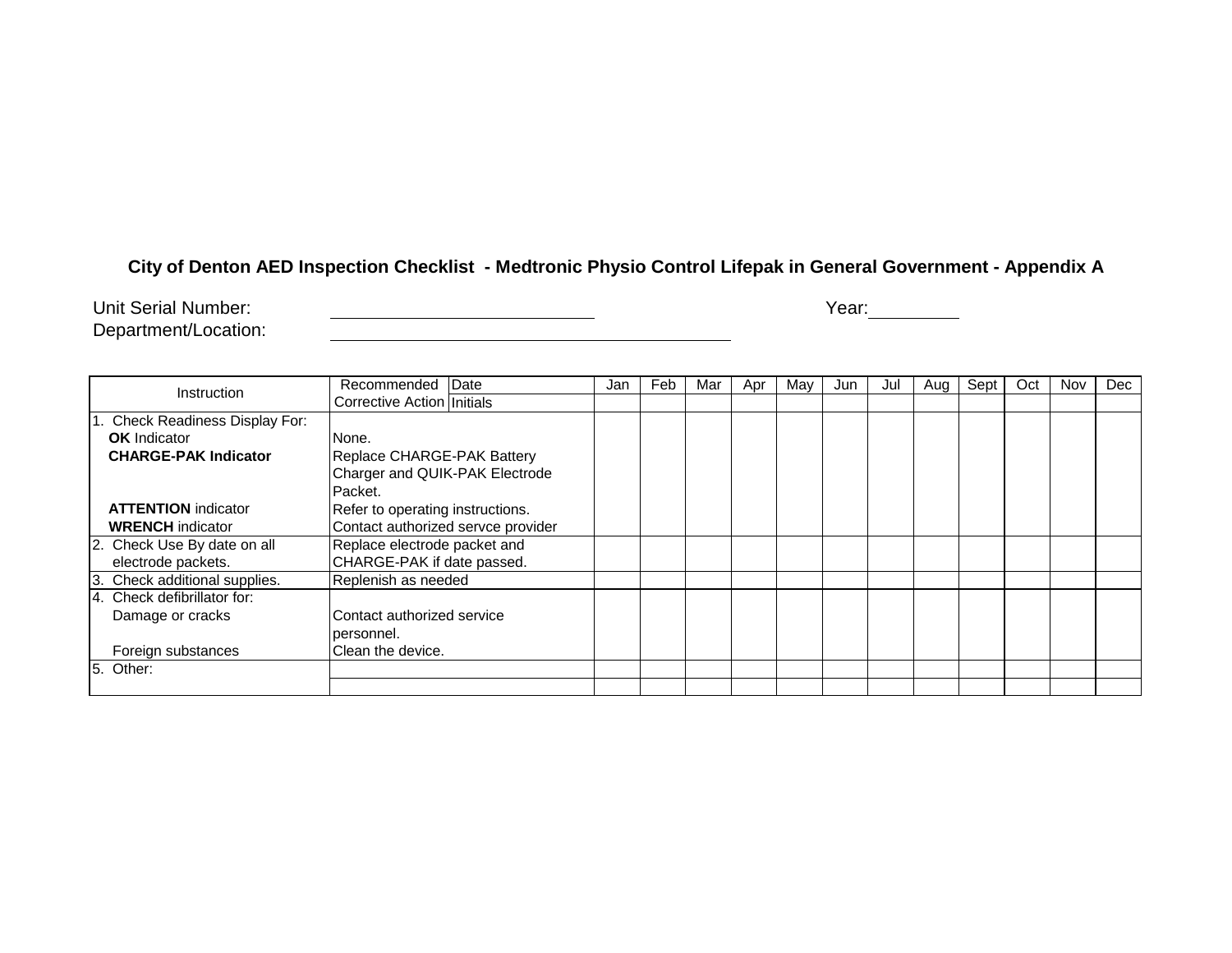## City of Denton AED Inspection Checklist - Medtronic Physio Control Lifepak in General Government - Appendix A

Unit Serial Number: ______________________ Year: __________

Department/Location: ______________________________

| Instruction | Recommended Corrective Action | Date / Initials | Jan | Feb | Mar | Apr | May | Jun | Jul | Aug | Sept | Oct | Nov | Dec |
|---|---|---|---|---|---|---|---|---|---|---|---|---|---|---|
| 1. Check Readiness Display For: | | | | | | | | | | | | | | |
| **OK** Indicator | None. | | | | | | | | | | | | | |
| **CHARGE-PAK Indicator** | Replace CHARGE-PAK Battery Charger and QUIK-PAK Electrode Packet. | | | | | | | | | | | | | |
| **ATTENTION** indicator | Refer to operating instructions. | | | | | | | | | | | | | |
| **WRENCH** indicator | Contact authorized servce provider | | | | | | | | | | | | | |
| 2. Check Use By date on all electrode packets. | Replace electrode packet and CHARGE-PAK if date passed. | | | | | | | | | | | | | |
| 3. Check additional supplies. | Replenish as needed | | | | | | | | | | | | | |
| 4. Check defibrillator for: | | | | | | | | | | | | | | |
| Damage or cracks | Contact authorized service personnel. | | | | | | | | | | | | | |
| Foreign substances | Clean the device. | | | | | | | | | | | | | |
| 5. Other: | | | | | | | | | | | | | | |
| | | | | | | | | | | | | | | |